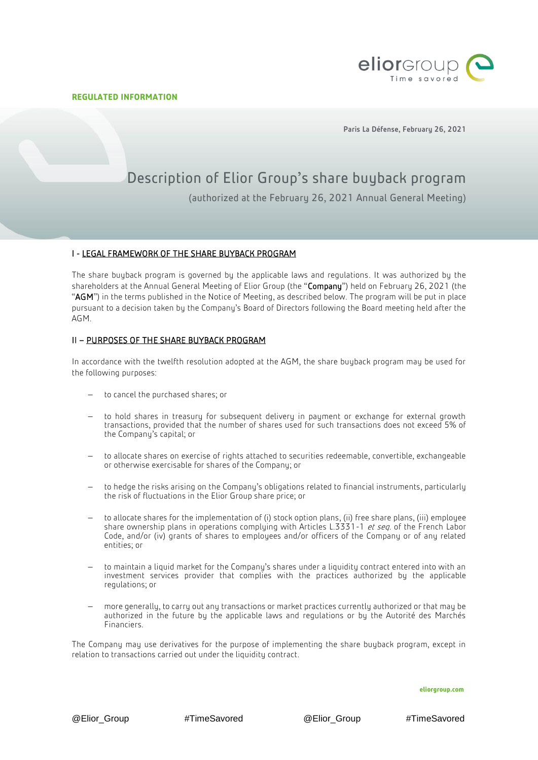**REGULATED INFORMATION**

Paris La Défense, February 26, 2021

# Description of Elior Group's share buyback program

(authorized at the February 26, 2021 Annual General Meeting)

## I - LEGAL FRAMEWORK OF THE SHARE BUYBACK PROGRAM

The share buyback program is governed by the applicable laws and regulations. It was authorized by the shareholders at the Annual General Meeting of Elior Group (the "**Company**") held on February 26, 2021 (the "**AGM**") in the terms published in the Notice of Meeting, as described below. The program will be put in place pursuant to a decision taken by the Company's Board of Directors following the Board meeting held after the AGM.

## II – PURPOSES OF THE SHARE BUYBACK PROGRAM

In accordance with the twelfth resolution adopted at the AGM, the share buyback program may be used for the following purposes:

- to cancel the purchased shares; or
- to hold shares in treasury for subsequent delivery in payment or exchange for external growth transactions, provided that the number of shares used for such transactions does not exceed 5% of the Company's capital; or
- to allocate shares on exercise of rights attached to securities redeemable, convertible, exchangeable or otherwise exercisable for shares of the Company; or
- to hedge the risks arising on the Company's obligations related to financial instruments, particularly the risk of fluctuations in the Elior Group share price; or
- to allocate shares for the implementation of (i) stock option plans, (ii) free share plans, (iii) employee share ownership plans in operations complying with Articles L.3331-1 *et seq.* of the French Labor Code, and/or (iv) grants of shares to employees and/or officers of the Company or of any related entities; or
- to maintain a liquid market for the Company's shares under a liquidity contract entered into with an investment services provider that complies with the practices authorized by the applicable regulations; or
- more generally, to carry out any transactions or market practices currently authorized or that may be authorized in the future by the applicable laws and regulations or by the Autorité des Marchés Financiers.

The Company may use derivatives for the purpose of implementing the share buyback program, except in relation to transactions carried out under the liquidity contract.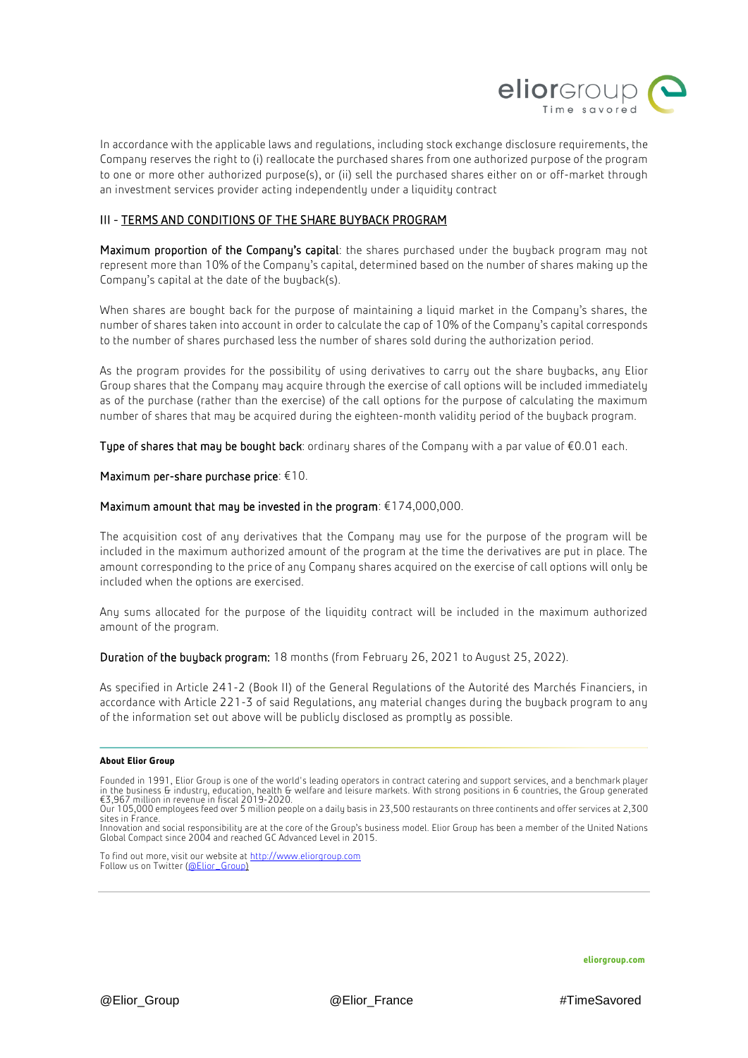In accordance with the applicable laws and regulations, including stock exchange disclosure requirements, the Company reserves the right to (i) reallocate the purchased shares from one authorized purpose of the program to one or more other authorized purpose(s), or (ii) sell the purchased shares either on or off-market through an investment services provider acting independently under a liquidity contract

## III - TERMS AND CONDITIONS OF THE SHARE BUYBACK PROGRAM

**Maximum proportion of the Company's capital**: the shares purchased under the buyback program may not represent more than 10% of the Company's capital, determined based on the number of shares making up the Company's capital at the date of the buyback(s).

When shares are bought back for the purpose of maintaining a liquid market in the Company's shares, the number of shares taken into account in order to calculate the cap of 10% of the Company's capital corresponds to the number of shares purchased less the number of shares sold during the authorization period.

As the program provides for the possibility of using derivatives to carry out the share buybacks, any Elior Group shares that the Company may acquire through the exercise of call options will be included immediately as of the purchase (rather than the exercise) of the call options for the purpose of calculating the maximum number of shares that may be acquired during the eighteen-month validity period of the buyback program.

**Type of shares that may be bought back**: ordinary shares of the Company with a par value of €0.01 each.

**Maximum per-share purchase price**: €10.

**Maximum amount that may be invested in the program**: €174,000,000.

The acquisition cost of any derivatives that the Company may use for the purpose of the program will be included in the maximum authorized amount of the program at the time the derivatives are put in place. The amount corresponding to the price of any Company shares acquired on the exercise of call options will only be included when the options are exercised.

Any sums allocated for the purpose of the liquidity contract will be included in the maximum authorized amount of the program.

**Duration of the buyback program:** 18 months (from February 26, 2021 to August 25, 2022).

As specified in Article 241-2 (Book II) of the General Regulations of the Autorité des Marchés Financiers, in accordance with Article 221-3 of said Regulations, any material changes during the buyback program to any of the information set out above will be publicly disclosed as promptly as possible.

---

**About Elior Group**

Founded in 1991, Elior Group is one of the world's leading operators in contract catering and support services, and a benchmark player in the business & industry, education, health & welfare and leisure markets. With strong positions in 6 countries, the Group generated €3,967 million in revenue in fiscal 2019-2020.
Our 105,000 employees feed over 5 million people on a daily basis in 23,500 restaurants on three continents and offer services at 2,300 sites in France.
Innovation and social responsibility are at the core of the Group's business model. Elior Group has been a member of the United Nations Global Compact since 2004 and reached GC Advanced Level in 2015.

To find out more, visit our website at http://www.eliorgroup.com
Follow us on Twitter (@Elior_Group)